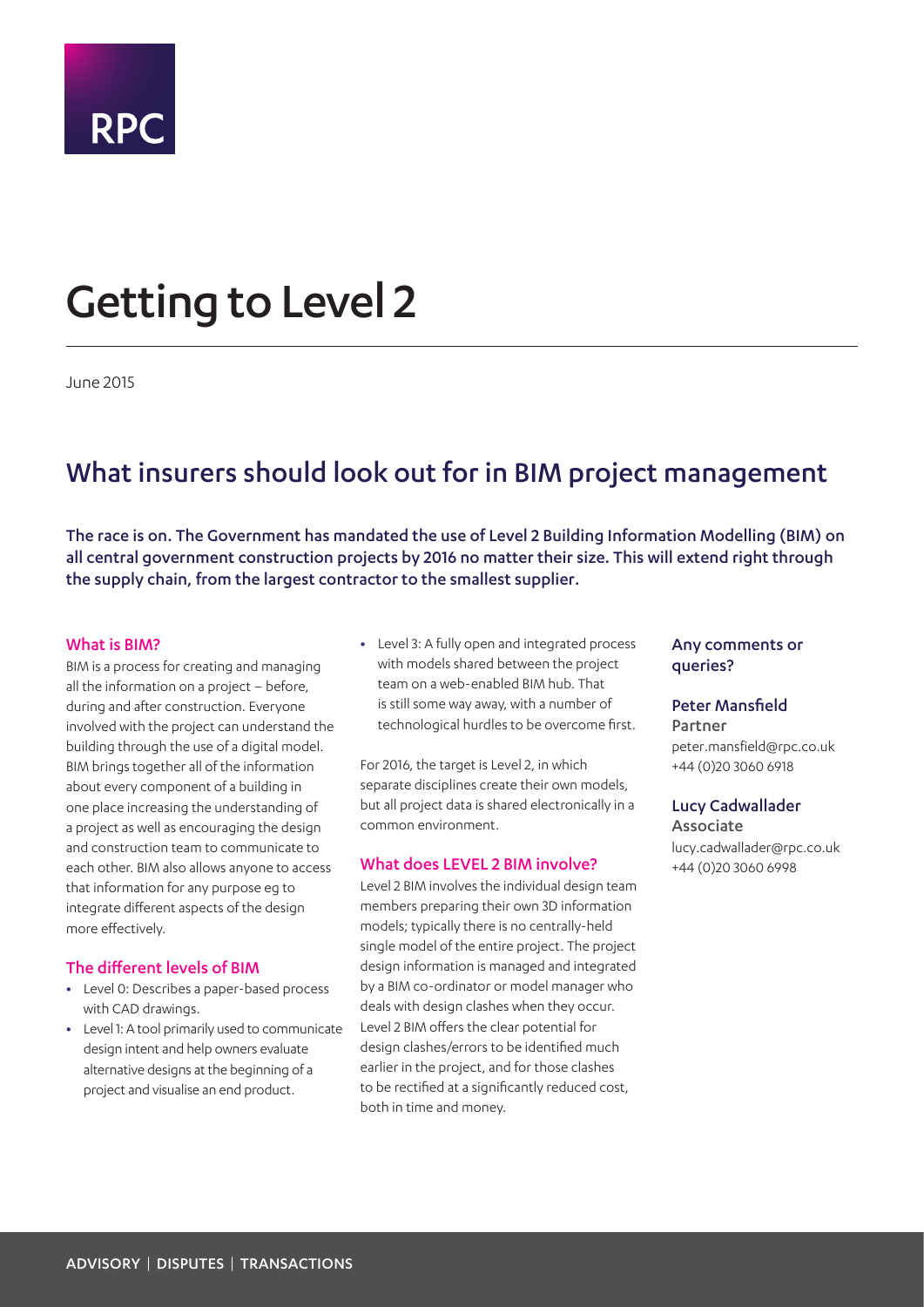RPC

# Getting to Level 2

June 2015

## What insurers should look out for in BIM project management

**The race is on. The Government has mandated the use of Level 2 Building Information Modelling (BIM) on all central government construction projects by 2016 no matter their size. This will extend right through the supply chain, from the largest contractor to the smallest supplier.**

### What is BIM?

BIM is a process for creating and managing all the information on a project – before, during and after construction. Everyone involved with the project can understand the building through the use of a digital model. BIM brings together all of the information about every component of a building in one place increasing the understanding of a project as well as encouraging the design and construction team to communicate to each other. BIM also allows anyone to access that information for any purpose eg to integrate different aspects of the design more effectively.

### The different levels of BIM

- Level 0: Describes a paper-based process with CAD drawings.
- Level 1: A tool primarily used to communicate design intent and help owners evaluate alternative designs at the beginning of a project and visualise an end product.
- Level 3: A fully open and integrated process with models shared between the project team on a web-enabled BIM hub. That is still some way away, with a number of technological hurdles to be overcome first.

For 2016, the target is Level 2, in which separate disciplines create their own models, but all project data is shared electronically in a common environment.

### What does LEVEL 2 BIM involve?

Level 2 BIM involves the individual design team members preparing their own 3D information models; typically there is no centrally-held single model of the entire project. The project design information is managed and integrated by a BIM co-ordinator or model manager who deals with design clashes when they occur. Level 2 BIM offers the clear potential for design clashes/errors to be identified much earlier in the project, and for those clashes to be rectified at a significantly reduced cost, both in time and money.

### Any comments or queries?

**Peter Mansfield**
Partner
peter.mansfield@rpc.co.uk
+44 (0)20 3060 6918

**Lucy Cadwallader**
Associate
lucy.cadwallader@rpc.co.uk
+44 (0)20 3060 6998

ADVISORY | DISPUTES | TRANSACTIONS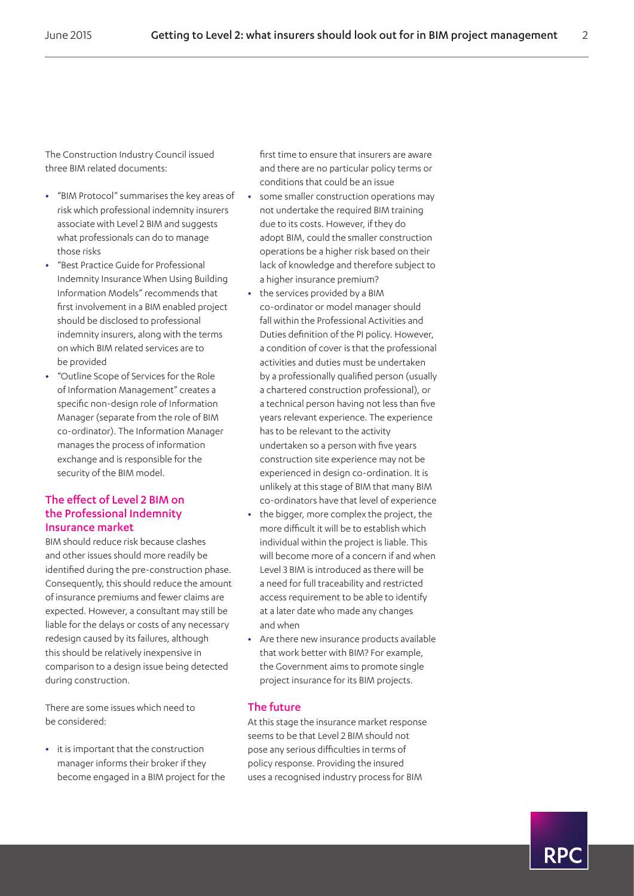The Construction Industry Council issued three BIM related documents:

- "BIM Protocol" summarises the key areas of risk which professional indemnity insurers associate with Level 2 BIM and suggests what professionals can do to manage those risks
- "Best Practice Guide for Professional Indemnity Insurance When Using Building Information Models" recommends that first involvement in a BIM enabled project should be disclosed to professional indemnity insurers, along with the terms on which BIM related services are to be provided
- "Outline Scope of Services for the Role of Information Management" creates a specific non-design role of Information Manager (separate from the role of BIM co-ordinator). The Information Manager manages the process of information exchange and is responsible for the security of the BIM model.

## The effect of Level 2 BIM on the Professional Indemnity Insurance market

BIM should reduce risk because clashes and other issues should more readily be identified during the pre-construction phase. Consequently, this should reduce the amount of insurance premiums and fewer claims are expected. However, a consultant may still be liable for the delays or costs of any necessary redesign caused by its failures, although this should be relatively inexpensive in comparison to a design issue being detected during construction.

There are some issues which need to be considered:

- it is important that the construction manager informs their broker if they become engaged in a BIM project for the first time to ensure that insurers are aware and there are no particular policy terms or conditions that could be an issue
- some smaller construction operations may not undertake the required BIM training due to its costs. However, if they do adopt BIM, could the smaller construction operations be a higher risk based on their lack of knowledge and therefore subject to a higher insurance premium?
- the services provided by a BIM co-ordinator or model manager should fall within the Professional Activities and Duties definition of the PI policy. However, a condition of cover is that the professional activities and duties must be undertaken by a professionally qualified person (usually a chartered construction professional), or a technical person having not less than five years relevant experience. The experience has to be relevant to the activity undertaken so a person with five years construction site experience may not be experienced in design co-ordination. It is unlikely at this stage of BIM that many BIM co-ordinators have that level of experience
- the bigger, more complex the project, the more difficult it will be to establish which individual within the project is liable. This will become more of a concern if and when Level 3 BIM is introduced as there will be a need for full traceability and restricted access requirement to be able to identify at a later date who made any changes and when
- Are there new insurance products available that work better with BIM? For example, the Government aims to promote single project insurance for its BIM projects.

## The future

At this stage the insurance market response seems to be that Level 2 BIM should not pose any serious difficulties in terms of policy response. Providing the insured uses a recognised industry process for BIM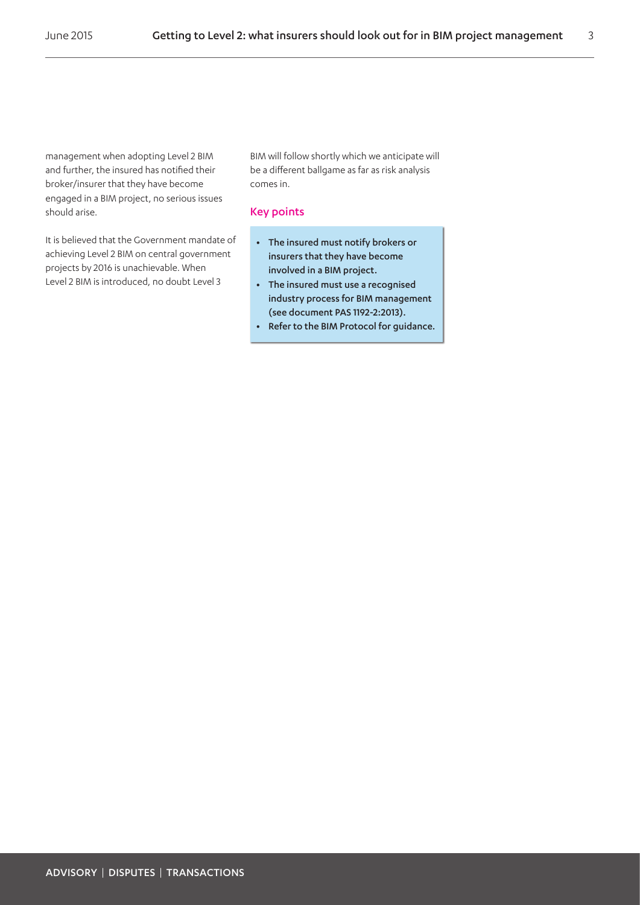management when adopting Level 2 BIM and further, the insured has notified their broker/insurer that they have become engaged in a BIM project, no serious issues should arise.

It is believed that the Government mandate of achieving Level 2 BIM on central government projects by 2016 is unachievable. When Level 2 BIM is introduced, no doubt Level 3 BIM will follow shortly which we anticipate will be a different ballgame as far as risk analysis comes in.

## Key points

- **The insured must notify brokers or insurers that they have become involved in a BIM project.**
- **The insured must use a recognised industry process for BIM management (see document PAS 1192-2:2013).**
- **Refer to the BIM Protocol for guidance.**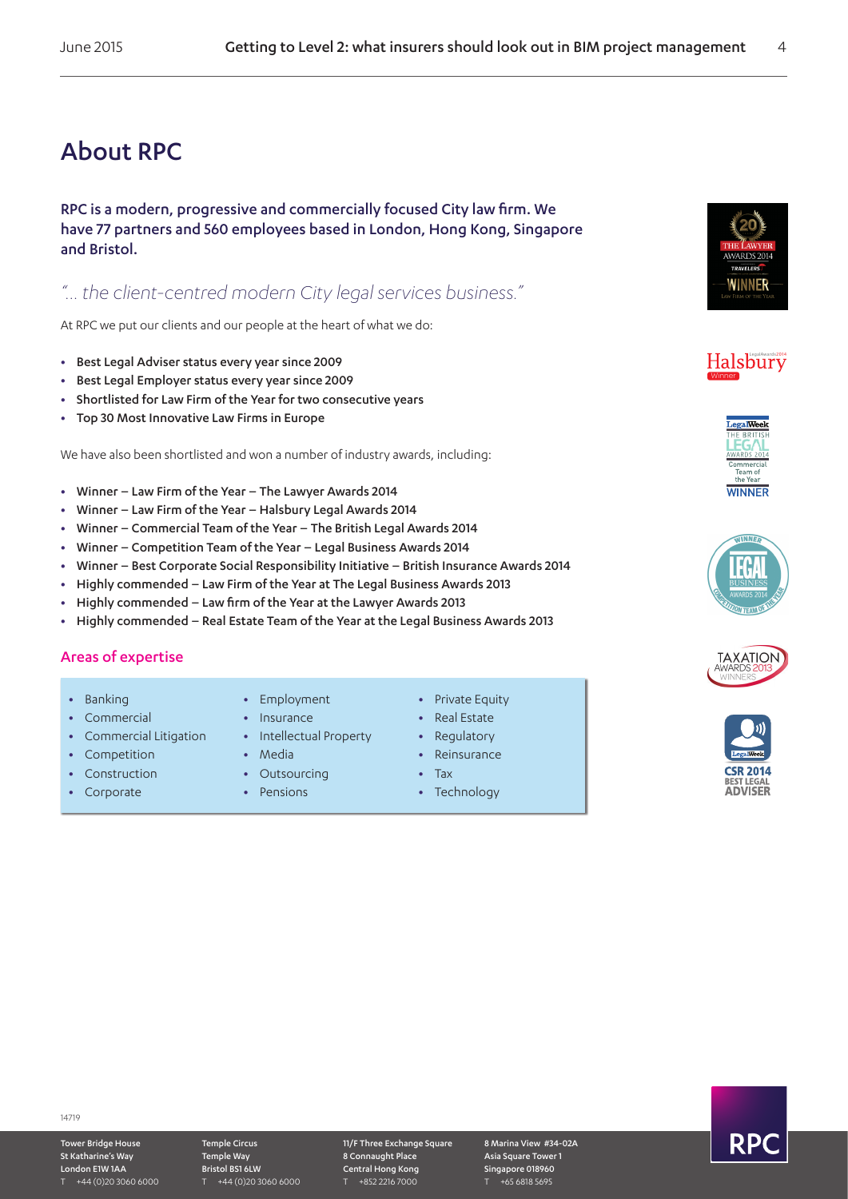# About RPC

**RPC is a modern, progressive and commercially focused City law firm. We have 77 partners and 560 employees based in London, Hong Kong, Singapore and Bristol.**

*"... the client-centred modern City legal services business."*

At RPC we put our clients and our people at the heart of what we do:

- Best Legal Adviser status every year since 2009
- Best Legal Employer status every year since 2009
- Shortlisted for Law Firm of the Year for two consecutive years
- Top 30 Most Innovative Law Firms in Europe

We have also been shortlisted and won a number of industry awards, including:

- Winner – Law Firm of the Year – The Lawyer Awards 2014
- Winner – Law Firm of the Year – Halsbury Legal Awards 2014
- Winner – Commercial Team of the Year – The British Legal Awards 2014
- Winner – Competition Team of the Year – Legal Business Awards 2014
- Winner – Best Corporate Social Responsibility Initiative – British Insurance Awards 2014
- Highly commended – Law Firm of the Year at The Legal Business Awards 2013
- Highly commended – Law firm of the Year at the Lawyer Awards 2013
- Highly commended – Real Estate Team of the Year at the Legal Business Awards 2013

## Areas of expertise

- Banking
- Commercial
- Commercial Litigation
- Competition
- Construction
- Corporate
- Employment
- Insurance
- Intellectual Property
- Media
- Outsourcing
- Pensions
- Private Equity
- Real Estate
- Regulatory
- Reinsurance
- Tax
- Technology

14719

**Tower Bridge House**
**St Katharine's Way**
**London E1W 1AA**
T +44 (0)20 3060 6000

**Temple Circus**
**Temple Way**
**Bristol BS1 6LW**
T +44 (0)20 3060 6000

**11/F Three Exchange Square**
**8 Connaught Place**
**Central Hong Kong**
T +852 2216 7000

**8 Marina View #34-02A**
**Asia Square Tower 1**
**Singapore 018960**
T +65 6818 5695